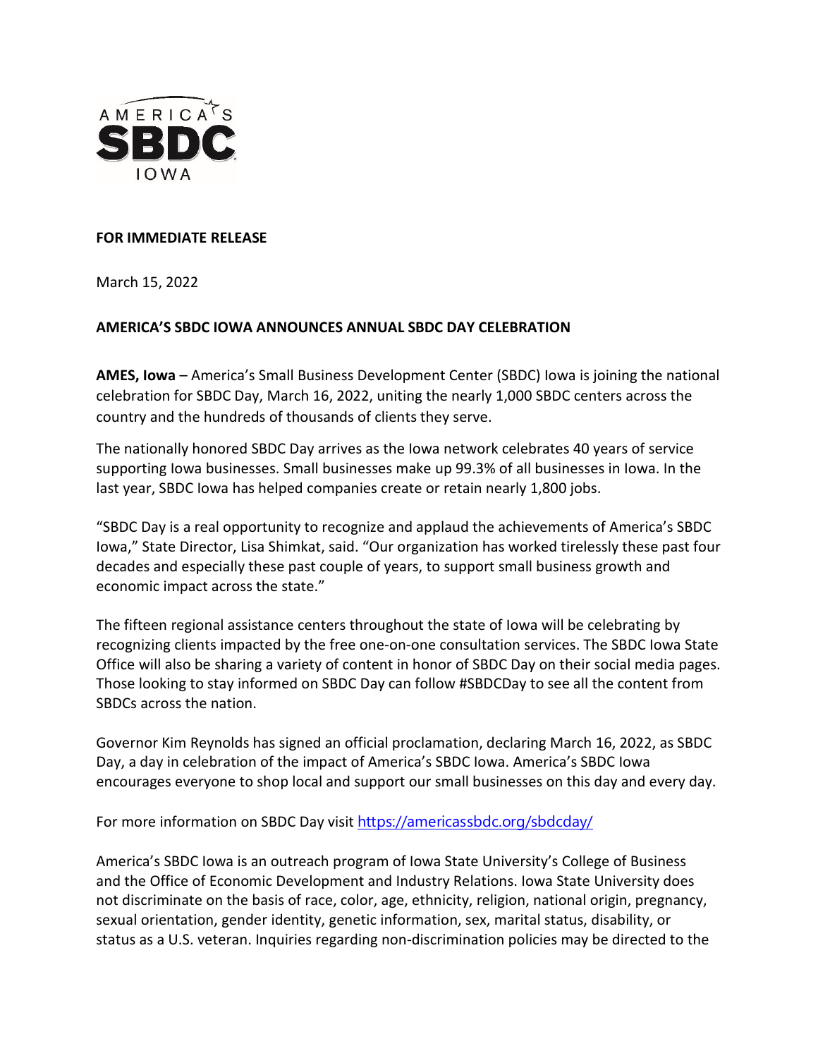**FOR IMMEDIATE RELEASE**

March 15, 2022

**AMERICA'S SBDC IOWA ANNOUNCES ANNUAL SBDC DAY CELEBRATION**

**AMES, Iowa** – America's Small Business Development Center (SBDC) Iowa is joining the national celebration for SBDC Day, March 16, 2022, uniting the nearly 1,000 SBDC centers across the country and the hundreds of thousands of clients they serve.

The nationally honored SBDC Day arrives as the Iowa network celebrates 40 years of service supporting Iowa businesses. Small businesses make up 99.3% of all businesses in Iowa. In the last year, SBDC Iowa has helped companies create or retain nearly 1,800 jobs.

"SBDC Day is a real opportunity to recognize and applaud the achievements of America's SBDC Iowa," State Director, Lisa Shimkat, said. "Our organization has worked tirelessly these past four decades and especially these past couple of years, to support small business growth and economic impact across the state."

The fifteen regional assistance centers throughout the state of Iowa will be celebrating by recognizing clients impacted by the free one-on-one consultation services. The SBDC Iowa State Office will also be sharing a variety of content in honor of SBDC Day on their social media pages. Those looking to stay informed on SBDC Day can follow #SBDCDay to see all the content from SBDCs across the nation.

Governor Kim Reynolds has signed an official proclamation, declaring March 16, 2022, as SBDC Day, a day in celebration of the impact of America's SBDC Iowa. America's SBDC Iowa encourages everyone to shop local and support our small businesses on this day and every day.

For more information on SBDC Day visit https://americassbdc.org/sbdcday/

America's SBDC Iowa is an outreach program of Iowa State University's College of Business and the Office of Economic Development and Industry Relations. Iowa State University does not discriminate on the basis of race, color, age, ethnicity, religion, national origin, pregnancy, sexual orientation, gender identity, genetic information, sex, marital status, disability, or status as a U.S. veteran. Inquiries regarding non-discrimination policies may be directed to the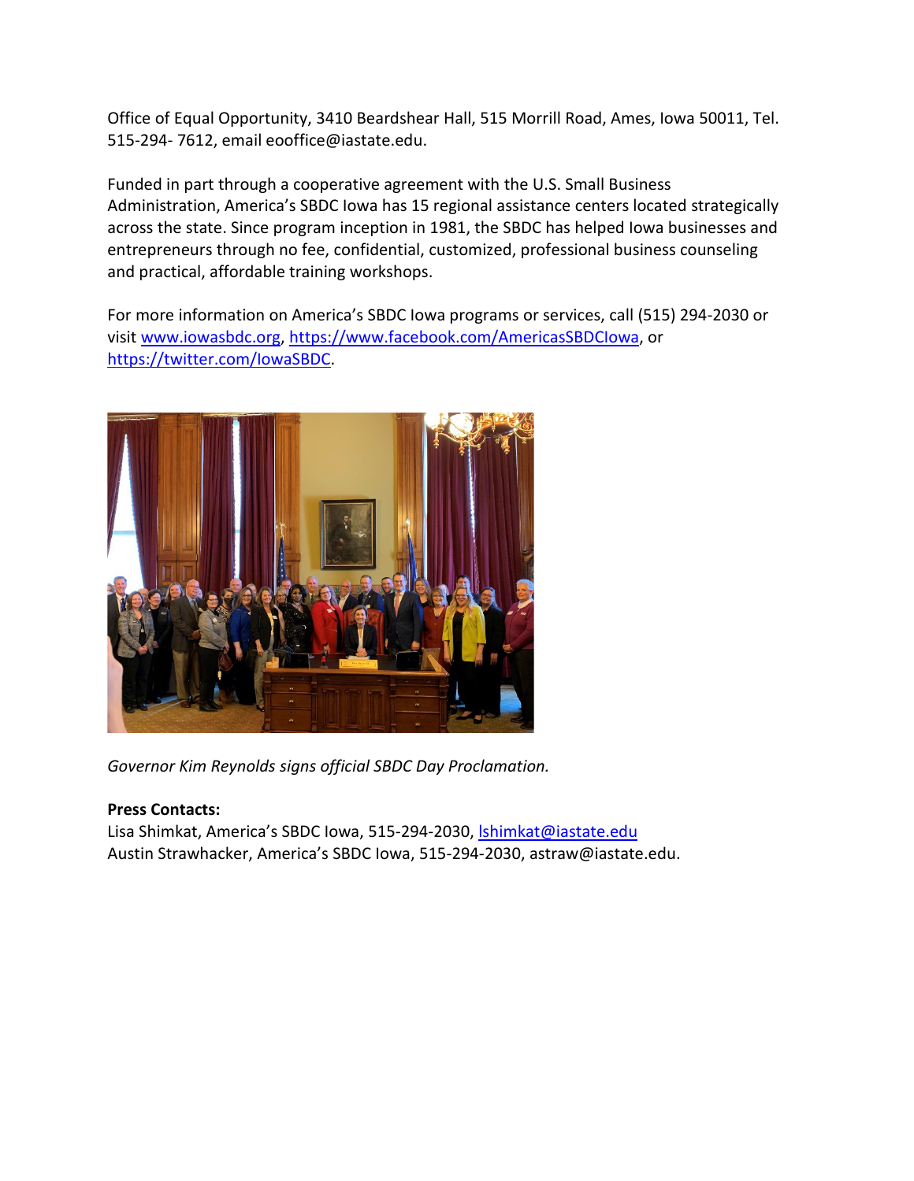Office of Equal Opportunity, 3410 Beardshear Hall, 515 Morrill Road, Ames, Iowa 50011, Tel. 515-294- 7612, email eooffice@iastate.edu.

Funded in part through a cooperative agreement with the U.S. Small Business Administration, America's SBDC Iowa has 15 regional assistance centers located strategically across the state. Since program inception in 1981, the SBDC has helped Iowa businesses and entrepreneurs through no fee, confidential, customized, professional business counseling and practical, affordable training workshops.

For more information on America's SBDC Iowa programs or services, call (515) 294-2030 or visit www.iowasbdc.org, https://www.facebook.com/AmericasSBDCIowa, or https://twitter.com/IowaSBDC.

*Governor Kim Reynolds signs official SBDC Day Proclamation.*

**Press Contacts:**
Lisa Shimkat, America's SBDC Iowa, 515-294-2030, lshimkat@iastate.edu
Austin Strawhacker, America's SBDC Iowa, 515-294-2030, astraw@iastate.edu.